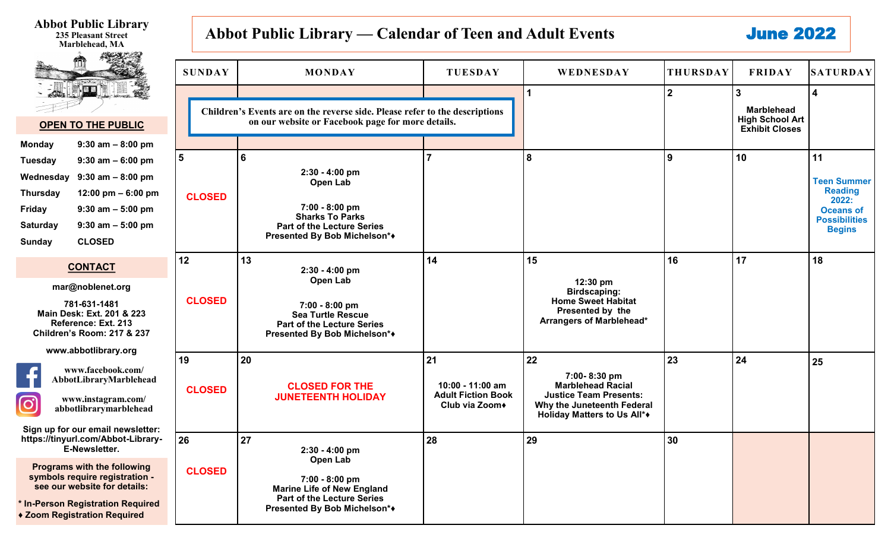# Abbot Public Library

**235 Pleasant Street**
**Marblehead, MA**

## OPEN TO THE PUBLIC

| | |
|---|---|
| Monday | 9:30 am – 8:00 pm |
| Tuesday | 9:30 am – 6:00 pm |
| Wednesday | 9:30 am – 8:00 pm |
| Thursday | 12:00 pm – 6:00 pm |
| Friday | 9:30 am – 5:00 pm |
| Saturday | 9:30 am – 5:00 pm |
| Sunday | CLOSED |

## CONTACT

mar@noblenet.org

781-631-1481
Main Desk: Ext. 201 & 223
Reference: Ext. 213
Children's Room: 217 & 237

www.abbotlibrary.org

www.facebook.com/AbbotLibraryMarblehead

www.instagram.com/abbotlibrarymarblehead

**Sign up for our email newsletter: https://tinyurl.com/Abbot-Library-E-Newsletter.**

**Programs with the following symbols require registration - see our website for details:**

**\* In-Person Registration Required**
**♦ Zoom Registration Required**

# Abbot Public Library — Calendar of Teen and Adult Events

## June 2022

**Children's Events are on the reverse side. Please refer to the descriptions on our website or Facebook page for more details.**

| SUNDAY | MONDAY | TUESDAY | WEDNESDAY | THURSDAY | FRIDAY | SATURDAY |
|---|---|---|---|---|---|---|
| | | | 1 | 2 | 3<br>Marblehead High School Art Exhibit Closes | 4 |
| 5<br>CLOSED | 6<br>2:30 - 4:00 pm<br>Open Lab<br><br>7:00 - 8:00 pm<br>Sharks To Parks<br>Part of the Lecture Series<br>Presented By Bob Michelson*♦ | 7 | 8 | 9 | 10 | 11<br>Teen Summer Reading 2022: Oceans of Possibilities Begins |
| 12<br>CLOSED | 13<br>2:30 - 4:00 pm<br>Open Lab<br><br>7:00 - 8:00 pm<br>Sea Turtle Rescue<br>Part of the Lecture Series<br>Presented By Bob Michelson*♦ | 14 | 15<br>12:30 pm<br>Birdscaping:<br>Home Sweet Habitat<br>Presented by the Arrangers of Marblehead* | 16 | 17 | 18 |
| 19<br>CLOSED | 20<br>CLOSED FOR THE JUNETEENTH HOLIDAY | 21<br>10:00 - 11:00 am<br>Adult Fiction Book Club via Zoom♦ | 22<br>7:00- 8:30 pm<br>Marblehead Racial Justice Team Presents:<br>Why the Juneteenth Federal Holiday Matters to Us All*♦ | 23 | 24 | 25 |
| 26<br>CLOSED | 27<br>2:30 - 4:00 pm<br>Open Lab<br><br>7:00 - 8:00 pm<br>Marine Life of New England<br>Part of the Lecture Series<br>Presented By Bob Michelson*♦ | 28 | 29 | 30 | | |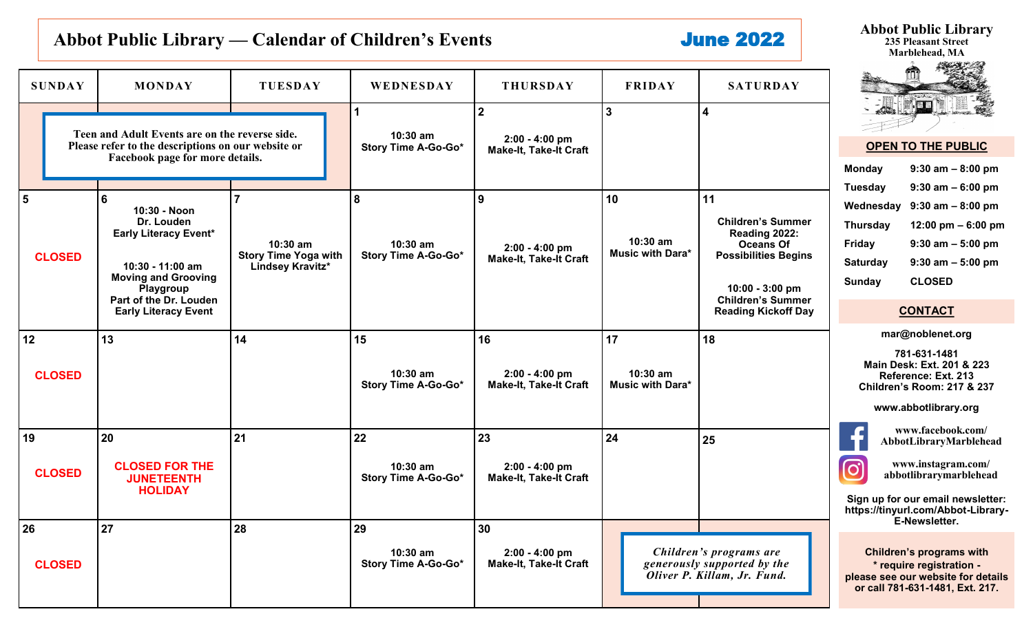# Abbot Public Library — Calendar of Children's Events

## June 2022

| SUNDAY | MONDAY | TUESDAY | WEDNESDAY | THURSDAY | FRIDAY | SATURDAY |
|---|---|---|---|---|---|---|
| Teen and Adult Events are on the reverse side. Please refer to the descriptions on our website or Facebook page for more details. | | | 1<br>10:30 am<br>Story Time A-Go-Go* | 2<br>2:00 - 4:00 pm<br>Make-It, Take-It Craft | 3 | 4 |
| 5<br>CLOSED | 6<br>10:30 - Noon<br>Dr. Louden<br>Early Literacy Event*<br>10:30 - 11:00 am<br>Moving and Grooving Playgroup<br>Part of the Dr. Louden Early Literacy Event | 7<br>10:30 am<br>Story Time Yoga with Lindsey Kravitz* | 8<br>10:30 am<br>Story Time A-Go-Go* | 9<br>2:00 - 4:00 pm<br>Make-It, Take-It Craft | 10<br>10:30 am<br>Music with Dara* | 11<br>Children's Summer Reading 2022: Oceans Of Possibilities Begins<br>10:00 - 3:00 pm<br>Children's Summer Reading Kickoff Day |
| 12<br>CLOSED | 13 | 14 | 15<br>10:30 am<br>Story Time A-Go-Go* | 16<br>2:00 - 4:00 pm<br>Make-It, Take-It Craft | 17<br>10:30 am<br>Music with Dara* | 18 |
| 19<br>CLOSED | 20<br>CLOSED FOR THE JUNETEENTH HOLIDAY | 21 | 22<br>10:30 am<br>Story Time A-Go-Go* | 23<br>2:00 - 4:00 pm<br>Make-It, Take-It Craft | 24 | 25 |
| 26<br>CLOSED | 27 | 28 | 29<br>10:30 am<br>Story Time A-Go-Go* | 30<br>2:00 - 4:00 pm<br>Make-It, Take-It Craft | *Children's programs are generously supported by the Oliver P. Killam, Jr. Fund.* | |

**Abbot Public Library**
235 Pleasant Street
Marblehead, MA

### OPEN TO THE PUBLIC

| | |
|---|---|
| Monday | 9:30 am – 8:00 pm |
| Tuesday | 9:30 am – 6:00 pm |
| Wednesday | 9:30 am – 8:00 pm |
| Thursday | 12:00 pm – 6:00 pm |
| Friday | 9:30 am – 5:00 pm |
| Saturday | 9:30 am – 5:00 pm |
| Sunday | CLOSED |

### CONTACT

mar@noblenet.org

781-631-1481
Main Desk: Ext. 201 & 223
Reference: Ext. 213
Children's Room: 217 & 237

www.abbotlibrary.org

www.facebook.com/AbbotLibraryMarblehead

www.instagram.com/abbotlibrarymarblehead

Sign up for our email newsletter: https://tinyurl.com/Abbot-Library-E-Newsletter.

Children's programs with * require registration - please see our website for details or call 781-631-1481, Ext. 217.